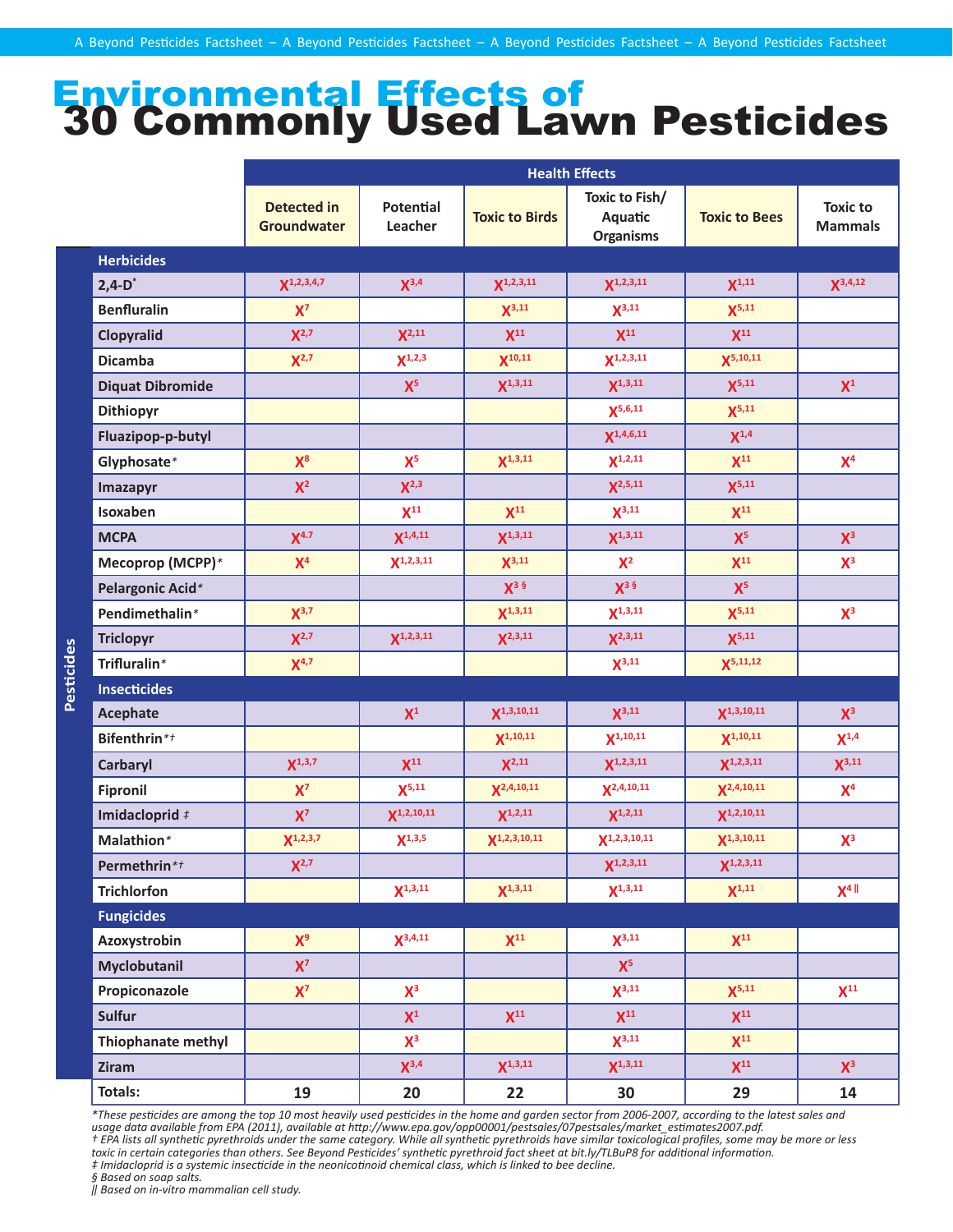# Environmental Effects of 30 Commonly Used Lawn Pesticides

| Pesticides | Health Effects | | | | | |
|---|---|---|---|---|---|---|
| | Detected in Groundwater | Potential Leacher | Toxic to Birds | Toxic to Fish/ Aquatic Organisms | Toxic to Bees | Toxic to Mammals |
| **Herbicides** | | | | | | |
| 2,4-D* | X[1,2,3,4,7] | X[3,4] | X[1,2,3,11] | X[1,2,3,11] | X[1,11] | X[3,4,12] |
| Benfluralin | X[7] | | X[3,11] | X[3,11] | X[5,11] | |
| Clopyralid | X[2,7] | X[2,11] | X[11] | X[11] | X[11] | |
| Dicamba | X[2,7] | X[1,2,3] | X[10,11] | X[1,2,3,11] | X[5,10,11] | |
| Diquat Dibromide | | X[5] | X[1,3,11] | X[1,3,11] | X[5,11] | X[1] |
| Dithiopyr | | | | X[5,6,11] | X[5,11] | |
| Fluazipop-p-butyl | | | | X[1,4,6,11] | X[1,4] | |
| Glyphosate* | X[8] | X[5] | X[1,3,11] | X[1,2,11] | X[11] | X[4] |
| Imazapyr | X[2] | X[2,3] | | X[2,5,11] | X[5,11] | |
| Isoxaben | | X[11] | X[11] | X[3,11] | X[11] | |
| MCPA | X[4,7] | X[1,4,11] | X[1,3,11] | X[1,3,11] | X[5] | X[3] |
| Mecoprop (MCPP)* | X[4] | X[1,2,3,11] | X[3,11] | X[2] | X[11] | X[3] |
| Pelargonic Acid* | | | X[3 §] | X[3 §] | X[5] | |
| Pendimethalin* | X[3,7] | | X[1,3,11] | X[1,3,11] | X[5,11] | X[3] |
| Triclopyr | X[2,7] | X[1,2,3,11] | X[2,3,11] | X[2,3,11] | X[5,11] | |
| Trifluralin* | X[4,7] | | | X[3,11] | X[5,11,12] | |
| **Insecticides** | | | | | | |
| Acephate | | X[1] | X[1,3,10,11] | X[3,11] | X[1,3,10,11] | X[3] |
| Bifenthrin*† | | | X[1,10,11] | X[1,10,11] | X[1,10,11] | X[1,4] |
| Carbaryl | X[1,3,7] | X[11] | X[2,11] | X[1,2,3,11] | X[1,2,3,11] | X[3,11] |
| Fipronil | X[7] | X[5,11] | X[2,4,10,11] | X[2,4,10,11] | X[2,4,10,11] | X[4] |
| Imidacloprid ‡ | X[7] | X[1,2,10,11] | X[1,2,11] | X[1,2,11] | X[1,2,10,11] | |
| Malathion* | X[1,2,3,7] | X[1,3,5] | X[1,2,3,10,11] | X[1,2,3,10,11] | X[1,3,10,11] | X[3] |
| Permethrin*† | X[2,7] | | | X[1,2,3,11] | X[1,2,3,11] | |
| Trichlorfon | | X[1,3,11] | X[1,3,11] | X[1,3,11] | X[1,11] | X[4 ‖] |
| **Fungicides** | | | | | | |
| Azoxystrobin | X[9] | X[3,4,11] | X[11] | X[3,11] | X[11] | |
| Myclobutanil | X[7] | | | X[5] | | |
| Propiconazole | X[7] | X[3] | | X[3,11] | X[5,11] | X[11] |
| Sulfur | | X[1] | X[11] | X[11] | X[11] | |
| Thiophanate methyl | | X[3] | | X[3,11] | X[11] | |
| Ziram | | X[3,4] | X[1,3,11] | X[1,3,11] | X[11] | X[3] |
| **Totals:** | 19 | 20 | 22 | 30 | 29 | 14 |

*These pesticides are among the top 10 most heavily used pesticides in the home and garden sector from 2006-2007, according to the latest sales and usage data available from EPA (2011), available at http://www.epa.gov/opp00001/pestsales/07pestsales/market_estimates2007.pdf.

† EPA lists all synthetic pyrethroids under the same category. While all synthetic pyrethroids have similar toxicological profiles, some may be more or less toxic in certain categories than others. See Beyond Pesticides' synthetic pyrethroid fact sheet at bit.ly/TLBuP8 for additional information.

‡ Imidacloprid is a systemic insecticide in the neonicotinoid chemical class, which is linked to bee decline.

§ Based on soap salts.

|| Based on in-vitro mammalian cell study.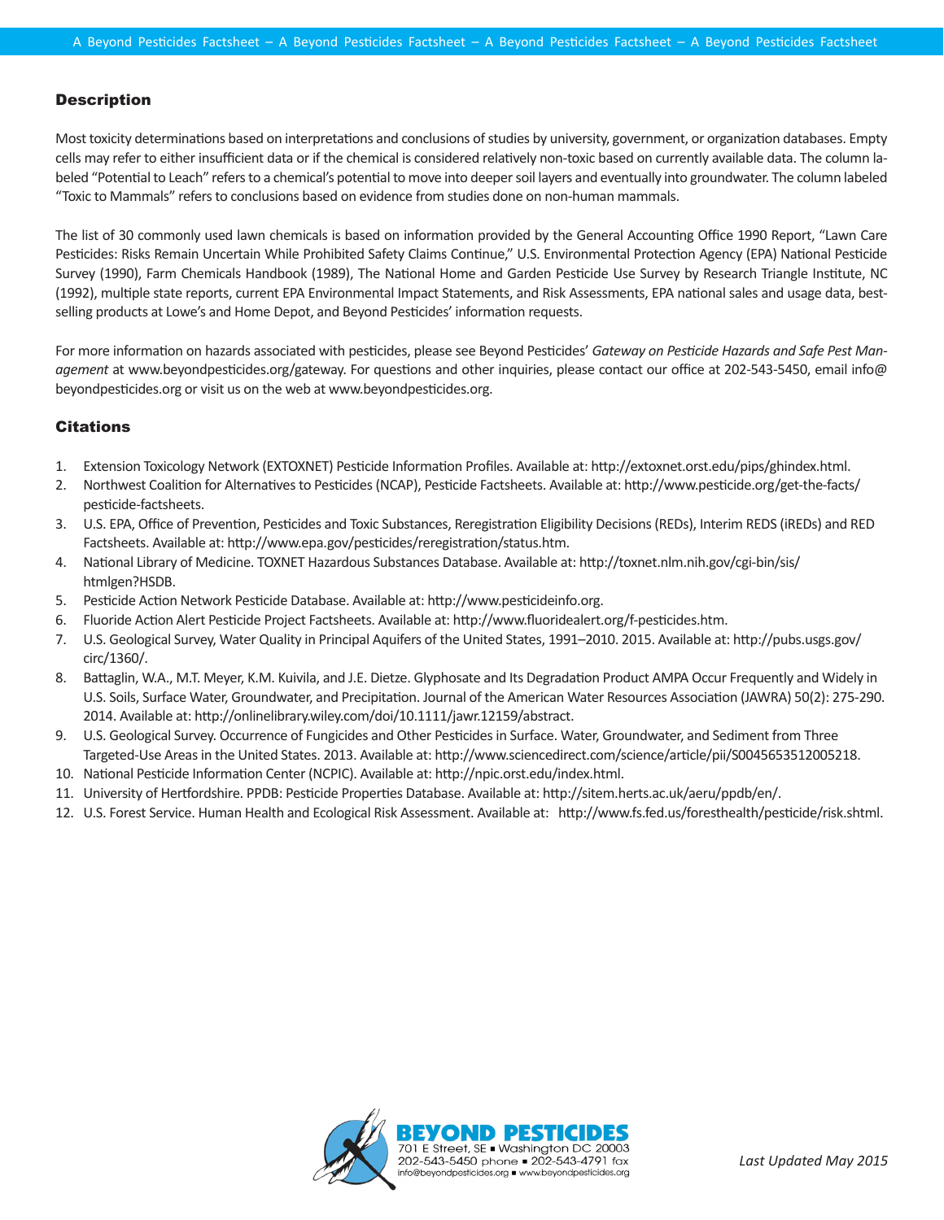## Description

Most toxicity determinations based on interpretations and conclusions of studies by university, government, or organization databases. Empty cells may refer to either insufficient data or if the chemical is considered relatively non-toxic based on currently available data. The column labeled "Potential to Leach" refers to a chemical's potential to move into deeper soil layers and eventually into groundwater. The column labeled "Toxic to Mammals" refers to conclusions based on evidence from studies done on non-human mammals.

The list of 30 commonly used lawn chemicals is based on information provided by the General Accounting Office 1990 Report, "Lawn Care Pesticides: Risks Remain Uncertain While Prohibited Safety Claims Continue," U.S. Environmental Protection Agency (EPA) National Pesticide Survey (1990), Farm Chemicals Handbook (1989), The National Home and Garden Pesticide Use Survey by Research Triangle Institute, NC (1992), multiple state reports, current EPA Environmental Impact Statements, and Risk Assessments, EPA national sales and usage data, best-selling products at Lowe's and Home Depot, and Beyond Pesticides' information requests.

For more information on hazards associated with pesticides, please see Beyond Pesticides' *Gateway on Pesticide Hazards and Safe Pest Management* at www.beyondpesticides.org/gateway. For questions and other inquiries, please contact our office at 202-543-5450, email info@beyondpesticides.org or visit us on the web at www.beyondpesticides.org.

## Citations

1. Extension Toxicology Network (EXTOXNET) Pesticide Information Profiles. Available at: http://extoxnet.orst.edu/pips/ghindex.html.
2. Northwest Coalition for Alternatives to Pesticides (NCAP), Pesticide Factsheets. Available at: http://www.pesticide.org/get-the-facts/pesticide-factsheets.
3. U.S. EPA, Office of Prevention, Pesticides and Toxic Substances, Reregistration Eligibility Decisions (REDs), Interim REDS (iREDs) and RED Factsheets. Available at: http://www.epa.gov/pesticides/reregistration/status.htm.
4. National Library of Medicine. TOXNET Hazardous Substances Database. Available at: http://toxnet.nlm.nih.gov/cgi-bin/sis/htmlgen?HSDB.
5. Pesticide Action Network Pesticide Database. Available at: http://www.pesticideinfo.org.
6. Fluoride Action Alert Pesticide Project Factsheets. Available at: http://www.fluoridealert.org/f-pesticides.htm.
7. U.S. Geological Survey, Water Quality in Principal Aquifers of the United States, 1991–2010. 2015. Available at: http://pubs.usgs.gov/circ/1360/.
8. Battaglin, W.A., M.T. Meyer, K.M. Kuivila, and J.E. Dietze. Glyphosate and Its Degradation Product AMPA Occur Frequently and Widely in U.S. Soils, Surface Water, Groundwater, and Precipitation. Journal of the American Water Resources Association (JAWRA) 50(2): 275-290. 2014. Available at: http://onlinelibrary.wiley.com/doi/10.1111/jawr.12159/abstract.
9. U.S. Geological Survey. Occurrence of Fungicides and Other Pesticides in Surface. Water, Groundwater, and Sediment from Three Targeted-Use Areas in the United States. 2013. Available at: http://www.sciencedirect.com/science/article/pii/S0045653512005218.
10. National Pesticide Information Center (NCPIC). Available at: http://npic.orst.edu/index.html.
11. University of Hertfordshire. PPDB: Pesticide Properties Database. Available at: http://sitem.herts.ac.uk/aeru/ppdb/en/.
12. U.S. Forest Service. Human Health and Ecological Risk Assessment. Available at: http://www.fs.fed.us/foresthealth/pesticide/risk.shtml.

BEYOND PESTICIDES
701 E Street, SE ■ Washington DC 20003
202-543-5450 phone ■ 202-543-4791 fax
info@beyondpesticides.org ■ www.beyondpesticides.org

*Last Updated May 2015*